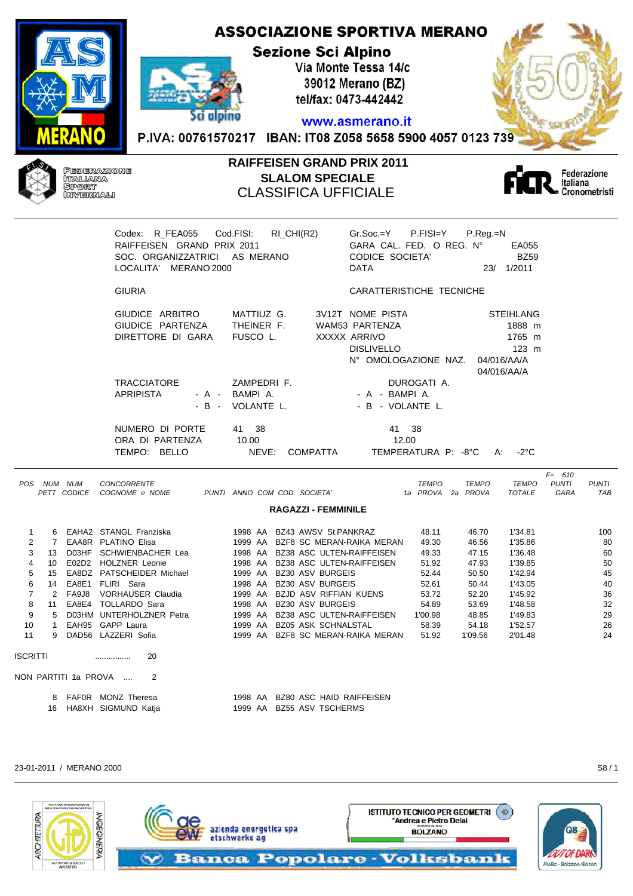# ASSOCIAZIONE SPORTIVA MERANO

**Sezione Sci Alpino**
Via Monte Tessa 14/c
39012 Merano (BZ)
tel/fax: 0473-442442
www.asmerano.it
P.IVA: 00761570217 IBAN: IT08 Z058 5658 5900 4057 0123 739

FEDERAZIONE ITALIANA SPORT INVERNALI

## RAIFFEISEN GRAND PRIX 2011
## SLALOM SPECIALE
## CLASSIFICA UFFICIALE

Federazione Italiana Cronometristi

Codex: R_FEA055 Cod.FISI: RI_CHI(R2) Gr.Soc.=Y P.FISI=Y P.Reg.=N
RAIFFEISEN GRAND PRIX 2011 GARA CAL. FED. O REG. N° EA055
SOC. ORGANIZZATRICI AS MERANO CODICE SOCIETA' BZ59
LOCALITA' MERANO 2000 DATA 23/ 1/2011

GIURIA | CARATTERISTICHE TECNICHE

GIUDICE ARBITRO MATTIUZ G. 3V12T NOME PISTA STEIHLANG
GIUDICE PARTENZA THEINER F. WAM53 PARTENZA 1888 m
DIRETTORE DI GARA FUSCO L. XXXXX ARRIVO 1765 m
DISLIVELLO 123 m
N° OMOLOGAZIONE NAZ. 04/016/AA/A
04/016/AA/A

TRACCIATORE ZAMPEDRI F. DUROGATI A.
APRIPISTA - A - BAMPI A. - A - BAMPI A.
- B - VOLANTE L. - B - VOLANTE L.

NUMERO DI PORTE 41 38 41 38
ORA DI PARTENZA 10.00 12.00
TEMPO: BELLO NEVE: COMPATTA TEMPERATURA P: -8°C A: -2°C

F= 610

### RAGAZZI - FEMMINILE

| POS | NUM PETT | NUM CODICE | CONCORRENTE COGNOME e NOME | PUNTI | ANNO | COM | COD. SOCIETA' | TEMPO 1a PROVA | TEMPO 2a PROVA | TEMPO TOTALE | PUNTI GARA | PUNTI TAB |
|---|---|---|---|---|---|---|---|---|---|---|---|---|
| 1 | 6 | EAHA2 | STANGL Franziska | | 1998 | AA | BZ43 AWSV St.PANKRAZ | 48.11 | 46.70 | 1'34.81 | | 100 |
| 2 | 7 | EAA8R | PLATINO Elisa | | 1999 | AA | BZF8 SC MERAN-RAIKA MERAN | 49.30 | 46.56 | 1'35.86 | | 80 |
| 3 | 13 | D03HF | SCHWIENBACHER Lea | | 1998 | AA | BZ38 ASC ULTEN-RAIFFEISEN | 49.33 | 47.15 | 1'36.48 | | 60 |
| 4 | 10 | E02D2 | HOLZNER Leonie | | 1998 | AA | BZ38 ASC ULTEN-RAIFFEISEN | 51.92 | 47.93 | 1'39.85 | | 50 |
| 5 | 15 | EA8DZ | PATSCHEIDER Michael | | 1999 | AA | BZ30 ASV BURGEIS | 52.44 | 50.50 | 1'42.94 | | 45 |
| 6 | 14 | EA8E1 | FLIRI Sara | | 1998 | AA | BZ30 ASV BURGEIS | 52.61 | 50.44 | 1'43.05 | | 40 |
| 7 | 2 | FA9J8 | VORHAUSER Claudia | | 1999 | AA | BZJD ASV RIFFIAN KUENS | 53.72 | 52.20 | 1'45.92 | | 36 |
| 8 | 11 | EA8E4 | TOLLARDO Sara | | 1998 | AA | BZ30 ASV BURGEIS | 54.89 | 53.69 | 1'48.58 | | 32 |
| 9 | 5 | D03HM | UNTERHOLZNER Petra | | 1999 | AA | BZ38 ASC ULTEN-RAIFFEISEN | 1'00.98 | 48.85 | 1'49.83 | | 29 |
| 10 | 1 | EAH95 | GAPP Laura | | 1999 | AA | BZ05 ASK SCHNALSTAL | 58.39 | 54.18 | 1'52.57 | | 26 |
| 11 | 9 | DAD56 | LAZZERI Sofia | | 1999 | AA | BZF8 SC MERAN-RAIKA MERAN | 51.92 | 1'09.56 | 2'01.48 | | 24 |

ISCRITTI ................ 20

NON PARTITI 1a PROVA .... 2

| NUM PETT | NUM CODICE | COGNOME e NOME | ANNO | COM | COD. SOCIETA' |
|---|---|---|---|---|---|
| 8 | FAF0R | MONZ Theresa | 1998 | AA | BZ80 ASC HAID RAIFFEISEN |
| 16 | HA8XH | SIGMUND Katja | 1999 | AA | BZ55 ASV TSCHERMS |

23-01-2011 / MERANO 2000 S8 / 1

azienda energetica spa etschwerke ag
ISTITUTO TECNICO PER GEOMETRI "Andrea e Pietro Delai" BOLZANO
Banca Popolare · Volksbank
OUT OF DARK MoBo - Bolzano/Bozen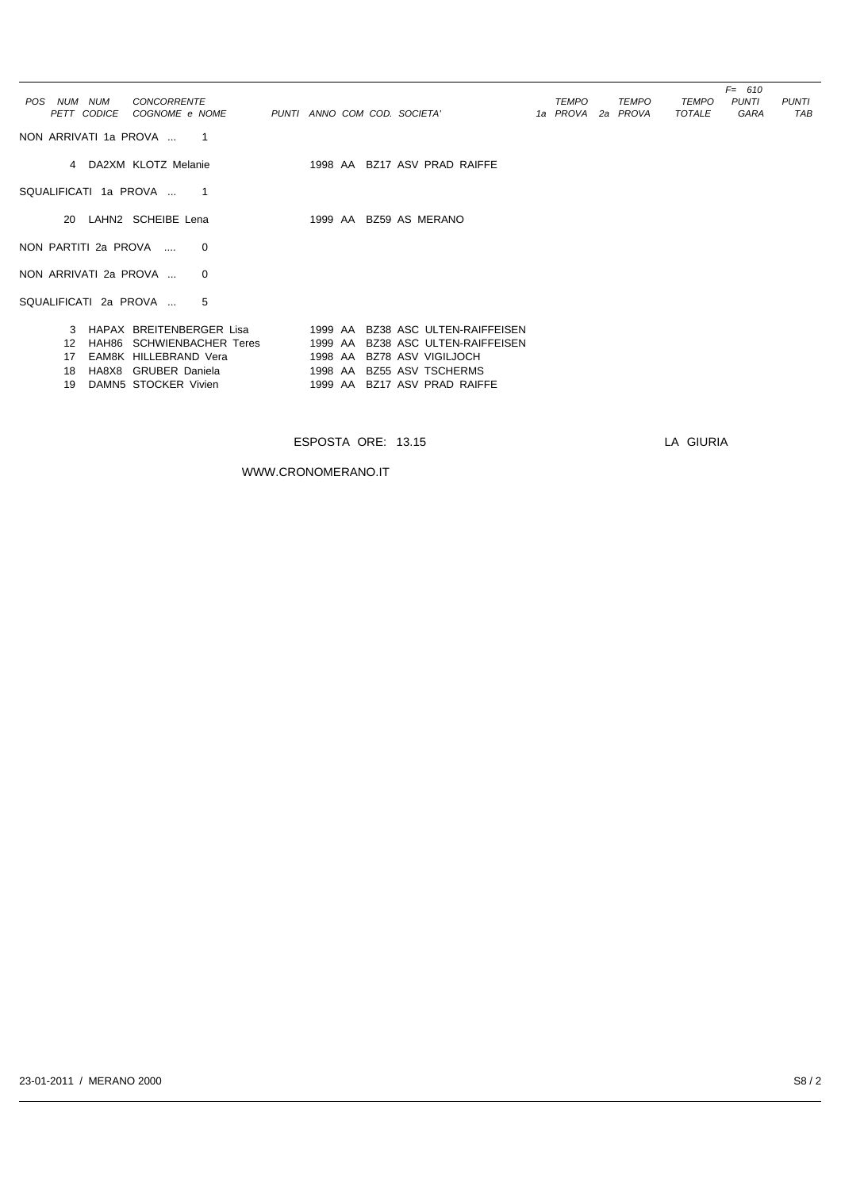| POS | NUM PETT | NUM CODICE | CONCORRENTE COGNOME e NOME | PUNTI | ANNO | COM | COD. SOCIETA' | TEMPO 1a PROVA | TEMPO 2a PROVA | TEMPO TOTALE | F= 610 PUNTI GARA | PUNTI TAB |
|---|---|---|---|---|---|---|---|---|---|---|---|---|
| **NON ARRIVATI 1a PROVA ... 1** | | | | | | | | | | | | |
| | 4 | DA2XM | KLOTZ Melanie | | 1998 | AA | BZ17 ASV PRAD RAIFFE | | | | | |
| **SQUALIFICATI 1a PROVA ... 1** | | | | | | | | | | | | |
| | 20 | LAHN2 | SCHEIBE Lena | | 1999 | AA | BZ59 AS MERANO | | | | | |
| **NON PARTITI 2a PROVA .... 0** | | | | | | | | | | | | |
| **NON ARRIVATI 2a PROVA ... 0** | | | | | | | | | | | | |
| **SQUALIFICATI 2a PROVA ... 5** | | | | | | | | | | | | |
| | 3 | HAPAX | BREITENBERGER Lisa | | 1999 | AA | BZ38 ASC ULTEN-RAIFFEISEN | | | | | |
| | 12 | HAH86 | SCHWIENBACHER Teres | | 1999 | AA | BZ38 ASC ULTEN-RAIFFEISEN | | | | | |
| | 17 | EAM8K | HILLEBRAND Vera | | 1998 | AA | BZ78 ASV VIGILJOCH | | | | | |
| | 18 | HA8X8 | GRUBER Daniela | | 1998 | AA | BZ55 ASV TSCHERMS | | | | | |
| | 19 | DAMN5 | STOCKER Vivien | | 1999 | AA | BZ17 ASV PRAD RAIFFE | | | | | |

ESPOSTA ORE: 13.15

LA GIURIA

WWW.CRONOMERANO.IT

23-01-2011 / MERANO 2000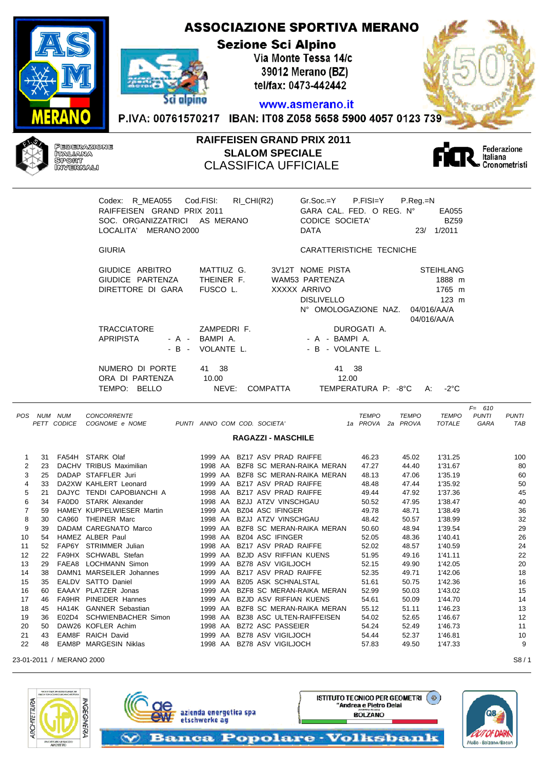# ASSOCIAZIONE SPORTIVA MERANO

**Sezione Sci Alpino**
Via Monte Tessa 14/c
39012 Merano (BZ)
tel/fax: 0473-442442

www.asmerano.it

P.IVA: 00761570217 IBAN: IT08 Z058 5658 5900 4057 0123 739

FEDERAZIONE ITALIANA SPORT INVERNALI

## RAIFFEISEN GRAND PRIX 2011
## SLALOM SPECIALE
## CLASSIFICA UFFICIALE

Federazione Italiana Cronometristi

Codex: R_MEA055 Cod.FISI: RI_CHI(R2) Gr.Soc.=Y P.FISI=Y P.Reg.=N
RAIFFEISEN GRAND PRIX 2011 GARA CAL. FED. O REG. N° EA055
SOC. ORGANIZZATRICI AS MERANO CODICE SOCIETA' BZ59
LOCALITA' MERANO 2000 DATA 23/ 1/2011

GIURIA CARATTERISTICHE TECNICHE

GIUDICE ARBITRO MATTIUZ G. 3V12T NOME PISTA STEIHLANG
GIUDICE PARTENZA THEINER F. WAM53 PARTENZA 1888 m
DIRETTORE DI GARA FUSCO L. XXXXX ARRIVO 1765 m
DISLIVELLO 123 m
N° OMOLOGAZIONE NAZ. 04/016/AA/A 04/016/AA/A

TRACCIATORE ZAMPEDRI F. DUROGATI A.
APRIPISTA - A - BAMPI A. - A - BAMPI A.
- B - VOLANTE L. - B - VOLANTE L.

NUMERO DI PORTE 41 38 41 38
ORA DI PARTENZA 10.00 12.00
TEMPO: BELLO NEVE: COMPATTA TEMPERATURA P: -8°C A: -2°C

F= 610

### RAGAZZI - MASCHILE

| POS | NUM PETT | NUM CODICE | CONCORRENTE COGNOME e NOME | PUNTI | ANNO | COM | COD. | SOCIETA' | TEMPO 1a PROVA | TEMPO 2a PROVA | TEMPO TOTALE | PUNTI GARA | PUNTI TAB |
|---|---|---|---|---|---|---|---|---|---|---|---|---|---|
| 1 | 31 | FA54H | STARK Olaf | | 1999 | AA | BZ17 | ASV PRAD RAIFFE | 46.23 | 45.02 | 1'31.25 | | 100 |
| 2 | 23 | DACHV | TRIBUS Maximilian | | 1998 | AA | BZF8 | SC MERAN-RAIKA MERAN | 47.27 | 44.40 | 1'31.67 | | 80 |
| 3 | 25 | DADAP | STAFFLER Juri | | 1999 | AA | BZF8 | SC MERAN-RAIKA MERAN | 48.13 | 47.06 | 1'35.19 | | 60 |
| 4 | 33 | DA2XW | KAHLERT Leonard | | 1999 | AA | BZ17 | ASV PRAD RAIFFE | 48.48 | 47.44 | 1'35.92 | | 50 |
| 5 | 21 | DAJYC | TENDI CAPOBIANCHI A | | 1998 | AA | BZ17 | ASV PRAD RAIFFE | 49.44 | 47.92 | 1'37.36 | | 45 |
| 6 | 34 | FA0D0 | STARK Alexander | | 1998 | AA | BZJJ | ATZV VINSCHGAU | 50.52 | 47.95 | 1'38.47 | | 40 |
| 7 | 59 | HAMEY | KUPPELWIESER Martin | | 1999 | AA | BZ04 | ASC IFINGER | 49.78 | 48.71 | 1'38.49 | | 36 |
| 8 | 30 | CA960 | THEINER Marc | | 1998 | AA | BZJJ | ATZV VINSCHGAU | 48.42 | 50.57 | 1'38.99 | | 32 |
| 9 | 39 | DADAM | CAREGNATO Marco | | 1999 | AA | BZF8 | SC MERAN-RAIKA MERAN | 50.60 | 48.94 | 1'39.54 | | 29 |
| 10 | 54 | HAMEZ | ALBER Paul | | 1998 | AA | BZ04 | ASC IFINGER | 52.05 | 48.36 | 1'40.41 | | 26 |
| 11 | 52 | FAP6Y | STRIMMER Julian | | 1998 | AA | BZ17 | ASV PRAD RAIFFE | 52.02 | 48.57 | 1'40.59 | | 24 |
| 12 | 22 | FA9HX | SCHWABL Stefan | | 1999 | AA | BZJD | ASV RIFFIAN KUENS | 51.95 | 49.16 | 1'41.11 | | 22 |
| 13 | 29 | FAEA8 | LOCHMANN Simon | | 1999 | AA | BZ78 | ASV VIGILJOCH | 52.15 | 49.90 | 1'42.05 | | 20 |
| 14 | 38 | DAMN1 | MARSEILER Johannes | | 1999 | AA | BZ17 | ASV PRAD RAIFFE | 52.35 | 49.71 | 1'42.06 | | 18 |
| 15 | 35 | EALDV | SATTO Daniel | | 1999 | AA | BZ05 | ASK SCHNALSTAL | 51.61 | 50.75 | 1'42.36 | | 16 |
| 16 | 60 | EAAAY | PLATZER Jonas | | 1999 | AA | BZF8 | SC MERAN-RAIKA MERAN | 52.99 | 50.03 | 1'43.02 | | 15 |
| 17 | 46 | FA9HR | PINEIDER Hannes | | 1999 | AA | BZJD | ASV RIFFIAN KUENS | 54.61 | 50.09 | 1'44.70 | | 14 |
| 18 | 45 | HA14K | GANNER Sebastian | | 1999 | AA | BZF8 | SC MERAN-RAIKA MERAN | 55.12 | 51.11 | 1'46.23 | | 13 |
| 19 | 36 | E02D4 | SCHWIENBACHER Simon | | 1998 | AA | BZ38 | ASC ULTEN-RAIFFEISEN | 54.02 | 52.65 | 1'46.67 | | 12 |
| 20 | 50 | DAW26 | KOFLER Achim | | 1998 | AA | BZ72 | ASC PASSEIER | 54.24 | 52.49 | 1'46.73 | | 11 |
| 21 | 43 | EAM8F | RAICH David | | 1999 | AA | BZ78 | ASV VIGILJOCH | 54.44 | 52.37 | 1'46.81 | | 10 |
| 22 | 48 | EAM8P | MARGESIN Niklas | | 1998 | AA | BZ78 | ASV VIGILJOCH | 57.83 | 49.50 | 1'47.33 | | 9 |

23-01-2011 / MERANO 2000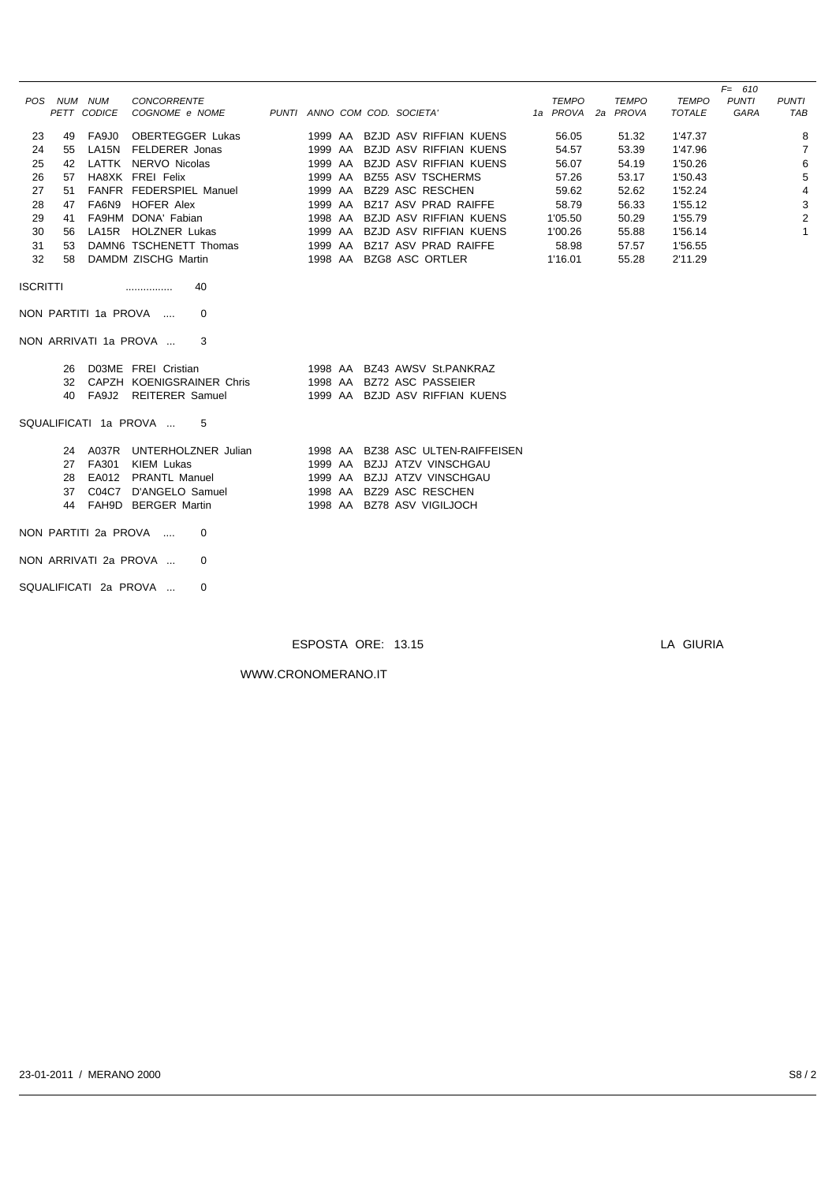| POS | NUM PETT | NUM CODICE | CONCORRENTE COGNOME e NOME | PUNTI | ANNO | COM | COD. SOCIETA' | TEMPO 1a PROVA | TEMPO 2a PROVA | TEMPO TOTALE | F= 610 PUNTI GARA | PUNTI TAB |
|---|---|---|---|---|---|---|---|---|---|---|---|---|
| 23 | 49 | FA9J0 | OBERTEGGER Lukas | | 1999 | AA | BZJD ASV RIFFIAN KUENS | 56.05 | 51.32 | 1'47.37 | | 8 |
| 24 | 55 | LA15N | FELDERER Jonas | | 1999 | AA | BZJD ASV RIFFIAN KUENS | 54.57 | 53.39 | 1'47.96 | | 7 |
| 25 | 42 | LATTK | NERVO Nicolas | | 1999 | AA | BZJD ASV RIFFIAN KUENS | 56.07 | 54.19 | 1'50.26 | | 6 |
| 26 | 57 | HA8XK | FREI Felix | | 1999 | AA | BZ55 ASV TSCHERMS | 57.26 | 53.17 | 1'50.43 | | 5 |
| 27 | 51 | FANFR | FEDERSPIEL Manuel | | 1999 | AA | BZ29 ASC RESCHEN | 59.62 | 52.62 | 1'52.24 | | 4 |
| 28 | 47 | FA6N9 | HOFER Alex | | 1999 | AA | BZ17 ASV PRAD RAIFFE | 58.79 | 56.33 | 1'55.12 | | 3 |
| 29 | 41 | FA9HM | DONA' Fabian | | 1998 | AA | BZJD ASV RIFFIAN KUENS | 1'05.50 | 50.29 | 1'55.79 | | 2 |
| 30 | 56 | LA15R | HOLZNER Lukas | | 1999 | AA | BZJD ASV RIFFIAN KUENS | 1'00.26 | 55.88 | 1'56.14 | | 1 |
| 31 | 53 | DAMN6 | TSCHENETT Thomas | | 1999 | AA | BZ17 ASV PRAD RAIFFE | 58.98 | 57.57 | 1'56.55 | | |
| 32 | 58 | DAMDM | ZISCHG Martin | | 1998 | AA | BZG8 ASC ORTLER | 1'16.01 | 55.28 | 2'11.29 | | |

ISCRITTI ................ 40

NON PARTITI 1a PROVA .... 0

NON ARRIVATI 1a PROVA ... 3

| NUM | CODICE | COGNOME e NOME | ANNO | COM | COD. SOCIETA' |
|---|---|---|---|---|---|
| 26 | D03ME | FREI Cristian | 1998 | AA | BZ43 AWSV St.PANKRAZ |
| 32 | CAPZH | KOENIGSRAINER Chris | 1998 | AA | BZ72 ASC PASSEIER |
| 40 | FA9J2 | REITERER Samuel | 1999 | AA | BZJD ASV RIFFIAN KUENS |

SQUALIFICATI 1a PROVA ... 5

| NUM | CODICE | COGNOME e NOME | ANNO | COM | COD. SOCIETA' |
|---|---|---|---|---|---|
| 24 | A037R | UNTERHOLZNER Julian | 1998 | AA | BZ38 ASC ULTEN-RAIFFEISEN |
| 27 | FA301 | KIEM Lukas | 1999 | AA | BZJJ ATZV VINSCHGAU |
| 28 | EA012 | PRANTL Manuel | 1999 | AA | BZJJ ATZV VINSCHGAU |
| 37 | C04C7 | D'ANGELO Samuel | 1998 | AA | BZ29 ASC RESCHEN |
| 44 | FAH9D | BERGER Martin | 1998 | AA | BZ78 ASV VIGILJOCH |

NON PARTITI 2a PROVA .... 0

NON ARRIVATI 2a PROVA ... 0

SQUALIFICATI 2a PROVA ... 0

ESPOSTA ORE: 13.15

LA GIURIA

WWW.CRONOMERANO.IT

23-01-2011 / MERANO 2000

S8 / 2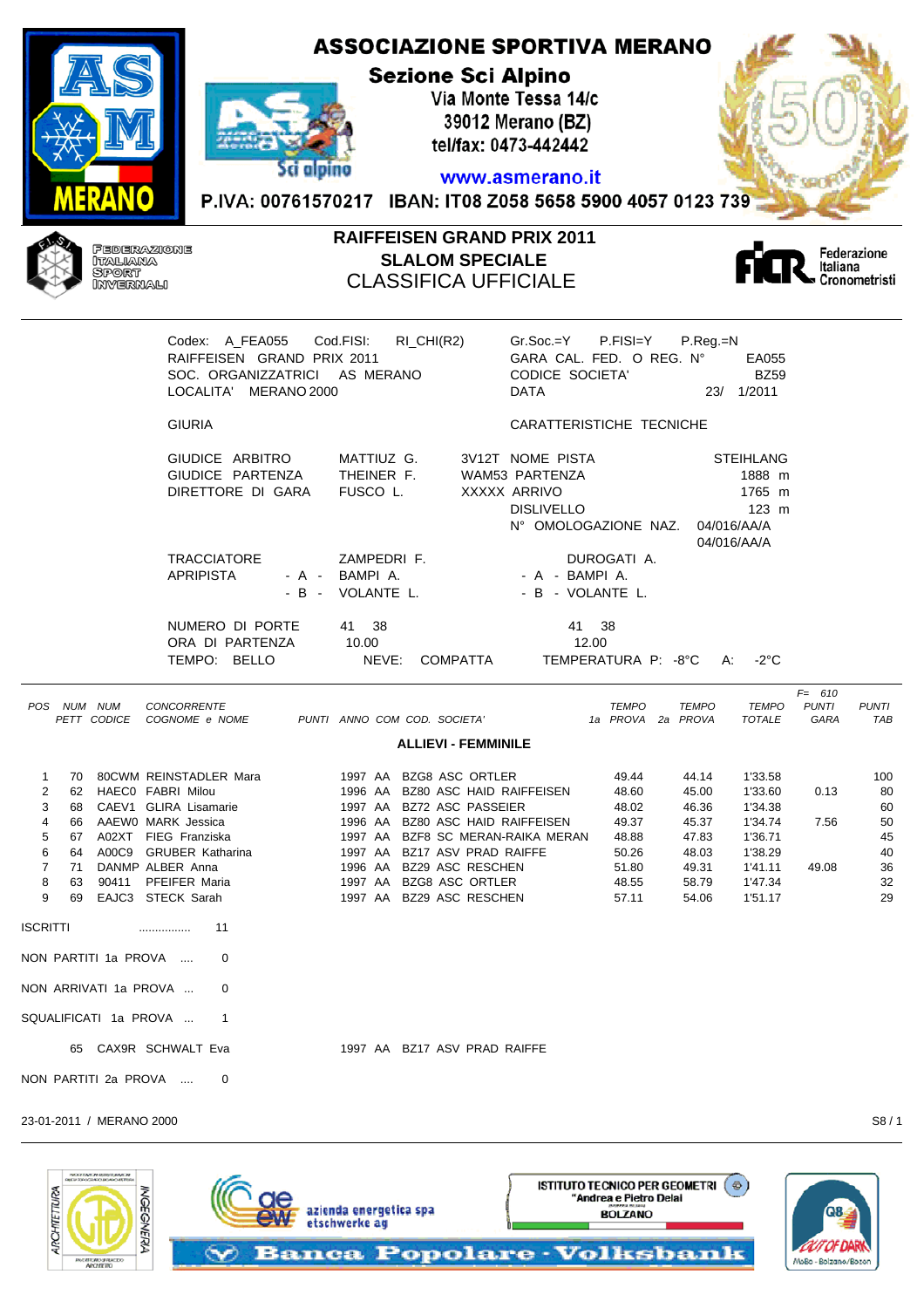# ASSOCIAZIONE SPORTIVA MERANO

**Sezione Sci Alpino**
Via Monte Tessa 14/c
39012 Merano (BZ)
tel/fax: 0473-442442
www.asmerano.it

P.IVA: 00761570217 IBAN: IT08 Z058 5658 5900 4057 0123 739

FEDERAZIONE ITALIANA SPORT INVERNALI

## RAIFFEISEN GRAND PRIX 2011
## SLALOM SPECIALE
## CLASSIFICA UFFICIALE

Federazione Italiana Cronometristi

Codex: A_FEA055 Cod.FISI: RI_CHI(R2) Gr.Soc.=Y P.FISI=Y P.Reg.=N
RAIFFEISEN GRAND PRIX 2011 GARA CAL. FED. O REG. N° EA055
SOC. ORGANIZZATRICI AS MERANO CODICE SOCIETA' BZ59
LOCALITA' MERANO 2000 DATA 23/ 1/2011

GIURIA | CARATTERISTICHE TECNICHE

GIUDICE ARBITRO MATTIUZ G. 3V12T NOME PISTA STEIHLANG
GIUDICE PARTENZA THEINER F. WAM53 PARTENZA 1888 m
DIRETTORE DI GARA FUSCO L. XXXXX ARRIVO 1765 m
DISLIVELLO 123 m
N° OMOLOGAZIONE NAZ. 04/016/AA/A 04/016/AA/A

TRACCIATORE ZAMPEDRI F. DUROGATI A.
APRIPISTA - A - BAMPI A. - A - BAMPI A.
- B - VOLANTE L. - B - VOLANTE L.

NUMERO DI PORTE 41 38 41 38
ORA DI PARTENZA 10.00 12.00
TEMPO: BELLO NEVE: COMPATTA TEMPERATURA P: -8°C A: -2°C

F= 610

### ALLIEVI - FEMMINILE

| POS | NUM PETT | NUM CODICE | CONCORRENTE COGNOME e NOME | PUNTI | ANNO | COM | COD. SOCIETA' | TEMPO 1a PROVA | TEMPO 2a PROVA | TEMPO TOTALE | PUNTI GARA | PUNTI TAB |
|---|---|---|---|---|---|---|---|---|---|---|---|---|
| 1 | 70 | 80CWM | REINSTADLER Mara | | 1997 | AA | BZG8 ASC ORTLER | 49.44 | 44.14 | 1'33.58 | | 100 |
| 2 | 62 | HAEC0 | FABRI Milou | | 1996 | AA | BZ80 ASC HAID RAIFFEISEN | 48.60 | 45.00 | 1'33.60 | 0.13 | 80 |
| 3 | 68 | CAEV1 | GLIRA Lisamarie | | 1997 | AA | BZ72 ASC PASSEIER | 48.02 | 46.36 | 1'34.38 | | 60 |
| 4 | 66 | AAEW0 | MARK Jessica | | 1996 | AA | BZ80 ASC HAID RAIFFEISEN | 49.37 | 45.37 | 1'34.74 | 7.56 | 50 |
| 5 | 67 | A02XT | FIEG Franziska | | 1997 | AA | BZF8 SC MERAN-RAIKA MERAN | 48.88 | 47.83 | 1'36.71 | | 45 |
| 6 | 64 | A00C9 | GRUBER Katharina | | 1997 | AA | BZ17 ASV PRAD RAIFFE | 50.26 | 48.03 | 1'38.29 | | 40 |
| 7 | 71 | DANMP | ALBER Anna | | 1996 | AA | BZ29 ASC RESCHEN | 51.80 | 49.31 | 1'41.11 | 49.08 | 36 |
| 8 | 63 | 90411 | PFEIFER Maria | | 1997 | AA | BZG8 ASC ORTLER | 48.55 | 58.79 | 1'47.34 | | 32 |
| 9 | 69 | EAJC3 | STECK Sarah | | 1997 | AA | BZ29 ASC RESCHEN | 57.11 | 54.06 | 1'51.17 | | 29 |

ISCRITTI ................ 11

NON PARTITI 1a PROVA .... 0

NON ARRIVATI 1a PROVA ... 0

SQUALIFICATI 1a PROVA ... 1

65 CAX9R SCHWALT Eva 1997 AA BZ17 ASV PRAD RAIFFE

NON PARTITI 2a PROVA .... 0

23-01-2011 / MERANO 2000 S8 / 1

azienda energetica spa etschwerke ag

ISTITUTO TECNICO PER GEOMETRI "Andrea e Pietro Delai" BOLZANO

Banca Popolare · Volksbank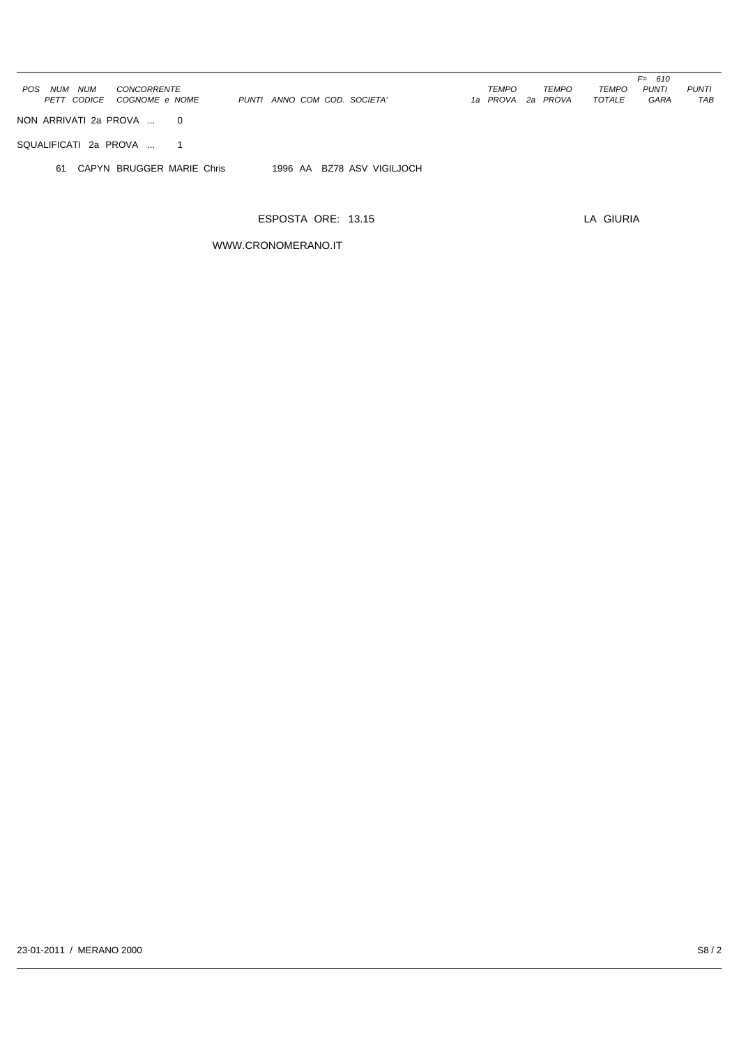| POS | NUM PETT | NUM CODICE | CONCORRENTE COGNOME e NOME | PUNTI | ANNO | COM | COD. | SOCIETA' | TEMPO 1a PROVA | TEMPO 2a PROVA | TEMPO TOTALE | F= 610 PUNTI GARA | PUNTI TAB |
|---|---|---|---|---|---|---|---|---|---|---|---|---|---|

NON ARRIVATI 2a PROVA ... 0

SQUALIFICATI 2a PROVA ... 1

| NUM PETT | NUM CODICE | CONCORRENTE COGNOME e NOME | ANNO | COM | COD. | SOCIETA' |
|---|---|---|---|---|---|---|
| 61 | CAPYN | BRUGGER MARIE Chris | 1996 | AA | BZ78 | ASV VIGILJOCH |

ESPOSTA ORE: 13.15

LA GIURIA

WWW.CRONOMERANO.IT

23-01-2011 / MERANO 2000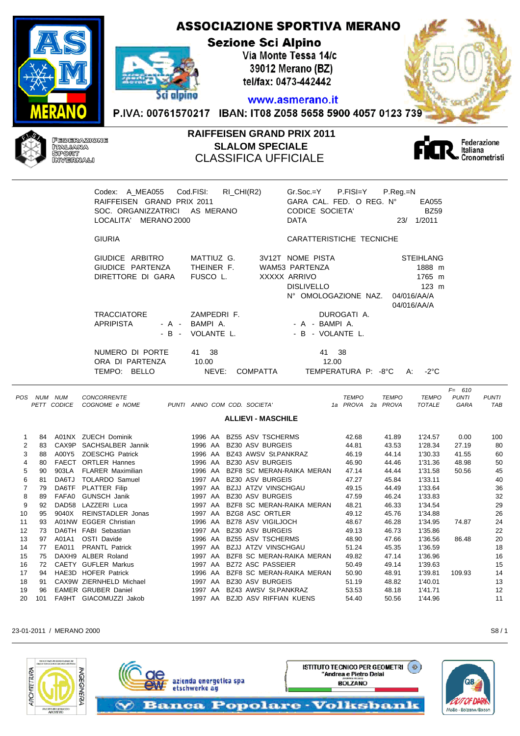# ASSOCIAZIONE SPORTIVA MERANO

**Sezione Sci Alpino**
Via Monte Tessa 14/c
39012 Merano (BZ)
tel/fax: 0473-442442

www.asmerano.it

P.IVA: 00761570217 IBAN: IT08 Z058 5658 5900 4057 0123 739

FEDERAZIONE ITALIANA SPORT INVERNALI

## RAIFFEISEN GRAND PRIX 2011
## SLALOM SPECIALE
## CLASSIFICA UFFICIALE

Federazione Italiana Cronometristi

Codex: A_MEA055 Cod.FISI: RI_CHI(R2) Gr.Soc.=Y P.FISI=Y P.Reg.=N
RAIFFEISEN GRAND PRIX 2011 GARA CAL. FED. O REG. N° EA055
SOC. ORGANIZZATRICI AS MERANO CODICE SOCIETA' BZ59
LOCALITA' MERANO 2000 DATA 23/ 1/2011

GIURIA | CARATTERISTICHE TECNICHE

GIUDICE ARBITRO MATTIUZ G. 3V12T NOME PISTA STEIHLANG
GIUDICE PARTENZA THEINER F. WAM53 PARTENZA 1888 m
DIRETTORE DI GARA FUSCO L. XXXXX ARRIVO 1765 m
DISLIVELLO 123 m
N° OMOLOGAZIONE NAZ. 04/016/AA/A
04/016/AA/A

TRACCIATORE ZAMPEDRI F. DUROGATI A.
APRIPISTA - A - BAMPI A. - A - BAMPI A.
- B - VOLANTE L. - B - VOLANTE L.

NUMERO DI PORTE 41 38 41 38
ORA DI PARTENZA 10.00 12.00
TEMPO: BELLO NEVE: COMPATTA TEMPERATURA P: -8°C A: -2°C

### ALLIEVI - MASCHILE

| POS | NUM PETT | NUM CODICE | CONCORRENTE COGNOME e NOME | PUNTI | ANNO | COM | COD. | SOCIETA' | TEMPO 1a PROVA | TEMPO 2a PROVA | TEMPO TOTALE | F= 610 PUNTI GARA | PUNTI TAB |
|---|---|---|---|---|---|---|---|---|---|---|---|---|---|
| 1 | 84 | A01NX | ZUECH Dominik | | 1996 | AA | BZ55 | ASV TSCHERMS | 42.68 | 41.89 | 1'24.57 | 0.00 | 100 |
| 2 | 83 | CAX9P | SACHSALBER Jannik | | 1996 | AA | BZ30 | ASV BURGEIS | 44.81 | 43.53 | 1'28.34 | 27.19 | 80 |
| 3 | 88 | A00Y5 | ZOESCHG Patrick | | 1996 | AA | BZ43 | AWSV St.PANKRAZ | 46.19 | 44.14 | 1'30.33 | 41.55 | 60 |
| 4 | 80 | FAECT | ORTLER Hannes | | 1996 | AA | BZ30 | ASV BURGEIS | 46.90 | 44.46 | 1'31.36 | 48.98 | 50 |
| 5 | 90 | 903LA | FLARER Maximilian | | 1996 | AA | BZF8 | SC MERAN-RAIKA MERAN | 47.14 | 44.44 | 1'31.58 | 50.56 | 45 |
| 6 | 81 | DA6TJ | TOLARDO Samuel | | 1997 | AA | BZ30 | ASV BURGEIS | 47.27 | 45.84 | 1'33.11 | | 40 |
| 7 | 79 | DA6TF | PLATTER Filip | | 1997 | AA | BZJJ | ATZV VINSCHGAU | 49.15 | 44.49 | 1'33.64 | | 36 |
| 8 | 89 | FAFA0 | GUNSCH Janik | | 1997 | AA | BZ30 | ASV BURGEIS | 47.59 | 46.24 | 1'33.83 | | 32 |
| 9 | 92 | DAD58 | LAZZERI Luca | | 1997 | AA | BZF8 | SC MERAN-RAIKA MERAN | 48.21 | 46.33 | 1'34.54 | | 29 |
| 10 | 95 | 9040X | REINSTADLER Jonas | | 1997 | AA | BZG8 | ASC ORTLER | 49.12 | 45.76 | 1'34.88 | | 26 |
| 11 | 93 | A01NW | EGGER Christian | | 1996 | AA | BZ78 | ASV VIGILJOCH | 48.67 | 46.28 | 1'34.95 | 74.87 | 24 |
| 12 | 73 | DA6TH | FABI Sebastian | | 1997 | AA | BZ30 | ASV BURGEIS | 49.13 | 46.73 | 1'35.86 | | 22 |
| 13 | 97 | A01A1 | OSTI Davide | | 1996 | AA | BZ55 | ASV TSCHERMS | 48.90 | 47.66 | 1'36.56 | 86.48 | 20 |
| 14 | 77 | EA011 | PRANTL Patrick | | 1997 | AA | BZJJ | ATZV VINSCHGAU | 51.24 | 45.35 | 1'36.59 | | 18 |
| 15 | 75 | DAXH9 | ALBER Roland | | 1997 | AA | BZF8 | SC MERAN-RAIKA MERAN | 49.82 | 47.14 | 1'36.96 | | 16 |
| 16 | 72 | CAETY | GUFLER Markus | | 1997 | AA | BZ72 | ASC PASSEIER | 50.49 | 49.14 | 1'39.63 | | 15 |
| 17 | 94 | HAE3D | HOFER Patrick | | 1996 | AA | BZF8 | SC MERAN-RAIKA MERAN | 50.90 | 48.91 | 1'39.81 | 109.93 | 14 |
| 18 | 91 | CAX9W | ZIERNHELD Michael | | 1997 | AA | BZ30 | ASV BURGEIS | 51.19 | 48.82 | 1'40.01 | | 13 |
| 19 | 96 | EAMER | GRUBER Daniel | | 1997 | AA | BZ43 | AWSV St.PANKRAZ | 53.53 | 48.18 | 1'41.71 | | 12 |
| 20 | 101 | FA9HT | GIACOMUZZI Jakob | | 1997 | AA | BZJD | ASV RIFFIAN KUENS | 54.40 | 50.56 | 1'44.96 | | 11 |

23-01-2011 / MERANO 2000

azienda energetica spa etschwerke ag
ISTITUTO TECNICO PER GEOMETRI "Andrea e Pietro Delai" BOLZANO
Banca Popolare · Volksbank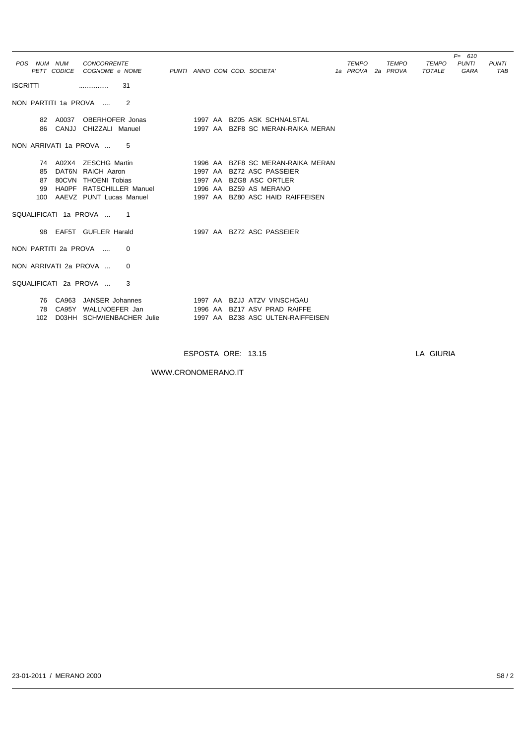| POS | NUM PETT | NUM CODICE | CONCORRENTE COGNOME e NOME | PUNTI | ANNO | COM | COD. | SOCIETA' | TEMPO 1a PROVA | TEMPO 2a PROVA | TEMPO TOTALE | F= 610 PUNTI GARA | PUNTI TAB |
|---|---|---|---|---|---|---|---|---|---|---|---|---|---|
| ISCRITTI | | | ............... 31 | | | | | | | | | | |
| NON PARTITI 1a PROVA .... 2 | | | | | | | | | | | | | |
| | 82 | A0037 | OBERHOFER Jonas | | 1997 | AA | BZ05 | ASK SCHNALSTAL | | | | | |
| | 86 | CANJJ | CHIZZALI Manuel | | 1997 | AA | BZF8 | SC MERAN-RAIKA MERAN | | | | | |
| NON ARRIVATI 1a PROVA ... 5 | | | | | | | | | | | | | |
| | 74 | A02X4 | ZESCHG Martin | | 1996 | AA | BZF8 | SC MERAN-RAIKA MERAN | | | | | |
| | 85 | DAT6N | RAICH Aaron | | 1997 | AA | BZ72 | ASC PASSEIER | | | | | |
| | 87 | 80CVN | THOENI Tobias | | 1997 | AA | BZG8 | ASC ORTLER | | | | | |
| | 99 | HA0PF | RATSCHILLER Manuel | | 1996 | AA | BZ59 | AS MERANO | | | | | |
| | 100 | AAEVZ | PUNT Lucas Manuel | | 1997 | AA | BZ80 | ASC HAID RAIFFEISEN | | | | | |
| SQUALIFICATI 1a PROVA ... 1 | | | | | | | | | | | | | |
| | 98 | EAF5T | GUFLER Harald | | 1997 | AA | BZ72 | ASC PASSEIER | | | | | |
| NON PARTITI 2a PROVA .... 0 | | | | | | | | | | | | | |
| NON ARRIVATI 2a PROVA ... 0 | | | | | | | | | | | | | |
| SQUALIFICATI 2a PROVA ... 3 | | | | | | | | | | | | | |
| | 76 | CA963 | JANSER Johannes | | 1997 | AA | BZJJ | ATZV VINSCHGAU | | | | | |
| | 78 | CA95Y | WALLNOEFER Jan | | 1996 | AA | BZ17 | ASV PRAD RAIFFE | | | | | |
| | 102 | D03HH | SCHWIENBACHER Julie | | 1997 | AA | BZ38 | ASC ULTEN-RAIFFEISEN | | | | | |

ESPOSTA ORE: 13.15

LA GIURIA

WWW.CRONOMERANO.IT

23-01-2011 / MERANO 2000